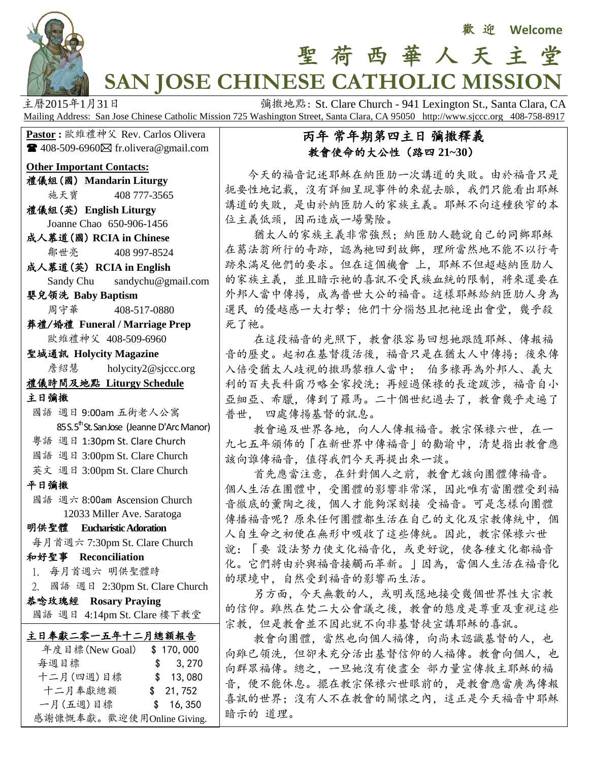歡 迎 Welcome

# 聖 荷 西 華 人 天 主 堂
# SAN JOSE CHINESE CATHOLIC MISSION

主曆2015年1月31日 彌撒地點: St. Clare Church - 941 Lexington St., Santa Clara, CA

Mailing Address: San Jose Chinese Catholic Mission 725 Washington Street, Santa Clara, CA 95050 http://www.sjccc.org 408-758-8917

**Pastor :** 歐維禮神父 Rev. Carlos Olivera
☎ 408-509-6960 ✉ fr.olivera@gmail.com

**Other Important Contacts:**

**禮儀組(國) Mandarin Liturgy**
施天寶 408 777-3565

**禮儀組(英) English Liturgy**
Joanne Chao 650-906-1456

**成人慕道(國) RCIA in Chinese**
鄒世亮 408 997-8524

**成人慕道(英) RCIA in English**
Sandy Chu sandychu@gmail.com

**嬰兒領洗 Baby Baptism**
周守華 408-517-0880

**葬禮/婚禮 Funeral / Marriage Prep**
歐維禮神父 408-509-6960

**聖城通訊 Holycity Magazine**
詹紹慧 holycity2@sjccc.org

**禮儀時間及地點 Liturgy Schedule**

**主日彌撒**
國語 週日 9:00am 五街老人公寓
85 S. 5th St. San Jose (Jeanne D'Arc Manor)
粵語 週日 1:30pm St. Clare Church
國語 週日 3:00pm St. Clare Church
英文 週日 3:00pm St. Clare Church

**平日彌撒**
國語 週六 8:00am Ascension Church
12033 Miller Ave. Saratoga

**明供聖體 Eucharistic Adoration**
每月首週六 7:30pm St. Clare Church

**和好聖事 Reconciliation**
1. 每月首週六 明供聖體時
2. 國語 週日 2:30pm St. Clare Church

**恭唸玫瑰經 Rosary Praying**
國語 週日 4:14pm St. Clare 樓下教堂

**主日奉獻二零一五年十二月總額報告**

| | |
|---|---|
| 年度目標(New Goal) | $ 170, 000 |
| 每週目標 | $ 3, 270 |
| 十二月(四週)目標 | $ 13, 080 |
| 十二月奉獻總額 | $ 21, 752 |
| 一月(五週)目標 | $ 16, 350 |

感謝慷慨奉獻。歡迎使用Online Giving.

## 丙年 常年期第四主日 彌撒釋義
### 教會使命的大公性(路四 21~30)

今天的福音記述耶穌在納匝肋一次講道的失敗。由於福音只是扼要性地記載,沒有詳細呈現事件的來龍去脈,我們只能看出耶穌講道的失敗,是由於納匝肋人的家族主義。耶穌不向這種狹窄的本位主義低頭,因而造成一場驚險。

猶太人的家族主義非常強烈;納匝肋人聽說自己的同鄉耶穌在葛法翁所行的奇跡,認為祂回到故鄉,理所當然地不能不以行奇跡來滿足他們的要求。但在這個機會 上,耶穌不但超越納匝肋人的家族主義,並且暗示祂的喜訊不受民族血統的限制,將來還要在外邦人當中傳揚,成為普世大公的福音。這樣耶穌給納匝肋人身為選民 的優越感一大打擊;他們十分惱怒且把祂逐出會堂,幾乎殺死了祂。

在這段福音的光照下,教會很容易回想她跟隨耶穌、傳報福音的歷史。起初在基督復活後,福音只是在猶太人中傳揚;後來傳入倍受猶太人歧視的撒瑪黎雅人當中; 伯多祿再為外邦人、義大利的百夫長科爾乃略全家授洗;再經過保祿的長途跋涉,福音自小亞細亞、希臘,傳到了羅馬。二十個世紀過去了,教會幾乎走遍了普世, 四處傳揚基督的訊息。

教會遍及世界各地,向人人傳報福音。教宗保祿六世,在一九七五年頒佈的「在新世界中傳福音」的勸諭中,清楚指出教會應該向誰傳福音,值得我們今天再提出來一談。

首先應當注意,在針對個人之前,教會尤該向團體傳福音。個人生活在團體中,受團體的影響非常深,因此唯有當團體受到福音徹底的薰陶之後,個人才能夠深刻接 受福音。可是怎樣向團體傳播福音呢?原來任何團體都生活在自己的文化及宗教傳統中,個人自生命之初便在無形中吸收了這些傳統。因此,教宗保祿六世說:「要 設法努力使文化福音化,或更好說,使各種文化都福音化。它們將由於與福音接觸而革新。」因為,當個人生活在福音化的環境中,自然受到福音的影響而生活。

另方面,今天無數的人,或明或隱地接受幾個世界性大宗教的信仰。雖然在梵二大公會議之後,教會的態度是尊重及重視這些宗教,但是教會並不因此就不向非基督徒宣講耶穌的喜訊。

教會向團體,當然也向個人福傳,向尚未認識基督的人,也向雖已領洗,但卻未充分活出基督信仰的人福傳。教會向個人,也向群眾福傳。總之,一旦她沒有使盡全 部力量宣傳救主耶穌的福音,便不能休息。擺在教宗保祿六世眼前的,是教會應當廣為傳報喜訊的世界;沒有人不在教會的關懷之內,這正是今天福音中耶穌暗示的 道理。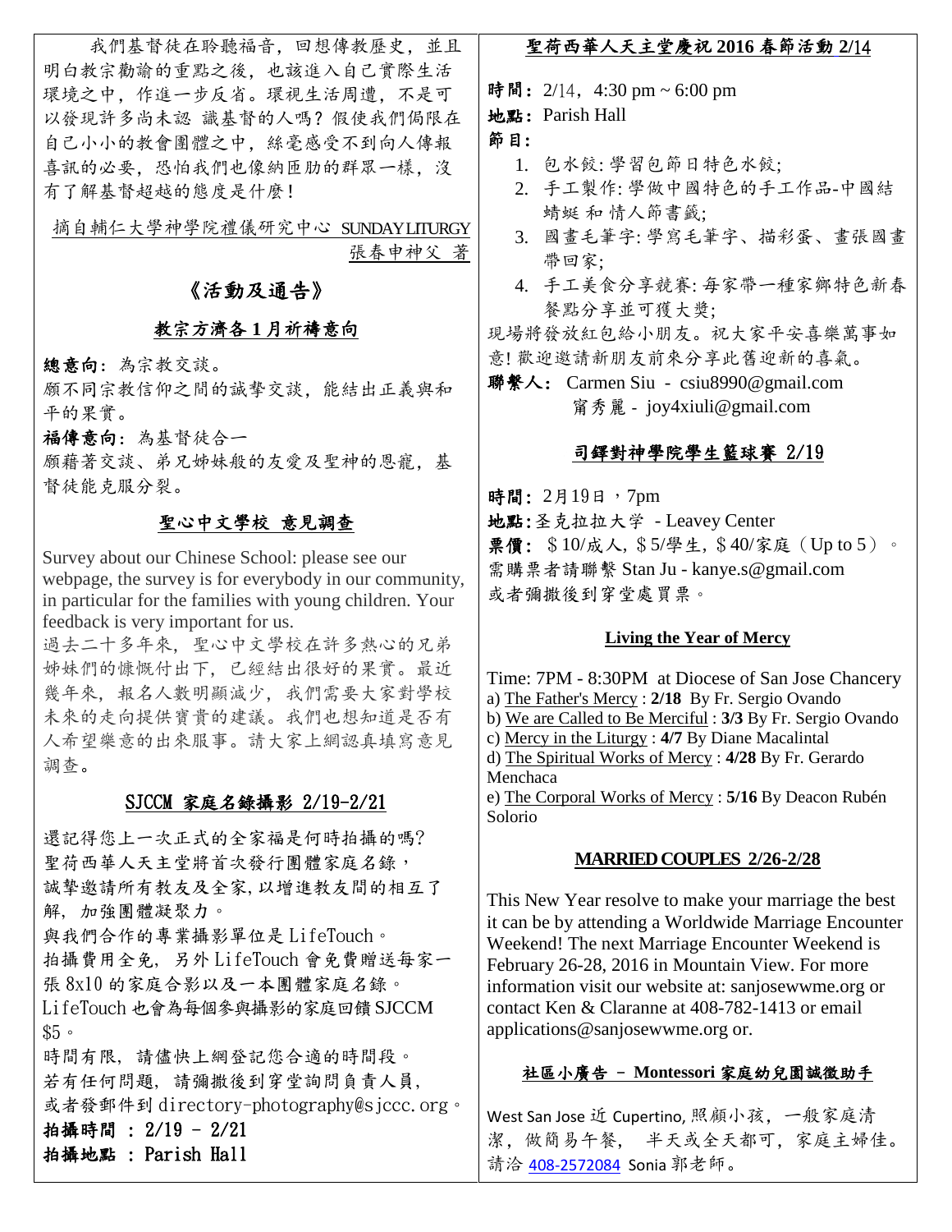我們基督徒在聆聽福音，回想傳教歷史，並且明白教宗勸諭的重點之後，也該進入自己實際生活環境之中，作進一步反省。環視生活周遭，不是可以發現許多尚未認 識基督的人嗎？假使我們侷限在自己小小的教會團體之中，絲毫感受不到向人傳報喜訊的必要，恐怕我們也像納匝肋的群眾一樣，沒有了解基督超越的態度是什麼！

摘自輔仁大學神學院禮儀研究中心 SUNDAY LITURGY
張春申神父 著

## 《活動及通告》

### 教宗方濟各 1 月祈禱意向

**總意向**：為宗教交談。
願不同宗教信仰之間的誠摯交談，能結出正義與和平的果實。

**福傳意向**：為基督徒合一
願藉著交談、弟兄姊妹般的友愛及聖神的恩寵，基督徒能克服分裂。

### 聖心中文學校 意見調查

Survey about our Chinese School: please see our webpage, the survey is for everybody in our community, in particular for the families with young children. Your feedback is very important for us.

過去二十多年來，聖心中文學校在許多熱心的兄弟姊妹們的慷慨付出下，已經結出很好的果實。最近幾年來，報名人數明顯減少，我們需要大家對學校未來的走向提供寶貴的建議。我們也想知道是否有人希望樂意的出來服事。請大家上網認真填寫意見調查。

### SJCCM 家庭名錄攝影 2/19-2/21

還記得您上一次正式的全家福是何時拍攝的嗎?
聖荷西華人天主堂將首次發行團體家庭名錄，
誠摯邀請所有教友及全家, 以增進教友間的相互了解，加強團體凝聚力。
與我們合作的專業攝影單位是 LifeTouch。
拍攝費用全免，另外 LifeTouch 會免費贈送每家一張 8x10 的家庭合影以及一本團體家庭名錄。
LifeTouch 也會為每個參與攝影的家庭回饋 SJCCM $5。
時間有限，請儘快上網登記您合適的時間段。
若有任何問題，請彌撒後到穿堂詢問負責人員，
或者發郵件到 directory-photography@sjccc.org。

**拍攝時間 : 2/19 - 2/21**
**拍攝地點 : Parish Hall**

### 聖荷西華人天主堂慶祝 2016 春節活動 2/14

**時間**：2/14，4:30 pm ~ 6:00 pm
**地點**：Parish Hall
**節目**：

1. 包水餃: 學習包節日特色水餃;
2. 手工製作: 學做中國特色的手工作品-中國結 蜻蜓 和 情人節書籤;
3. 國畫毛筆字: 學寫毛筆字、描彩蛋、畫張國畫帶回家;
4. 手工美食分享競賽: 每家帶一種家鄉特色新春餐點分享並可獲大獎;

現場將發放紅包給小朋友。祝大家平安喜樂萬事如意! 歡迎邀請新朋友前來分享此舊迎新的喜氣。

**聯繫人**： Carmen Siu - csiu8990@gmail.com
甯秀麗 - joy4xiuli@gmail.com

### 司鐸對神學院學生籃球賽 2/19

**時間**：2月19日，7pm
**地點**：圣克拉拉大学 - Leavey Center
**票價**：＄10/成人, ＄5/學生, ＄40/家庭（Up to 5）。
需購票者請聯繫 Stan Ju - kanye.s@gmail.com
或者彌撒後到穿堂處買票。

### Living the Year of Mercy

Time: 7PM - 8:30PM at Diocese of San Jose Chancery

a) The Father's Mercy : **2/18** By Fr. Sergio Ovando
b) We are Called to Be Merciful : **3/3** By Fr. Sergio Ovando
c) Mercy in the Liturgy : **4/7** By Diane Macalintal
d) The Spiritual Works of Mercy : **4/28** By Fr. Gerardo Menchaca
e) The Corporal Works of Mercy : **5/16** By Deacon Rubén Solorio

### MARRIED COUPLES 2/26-2/28

This New Year resolve to make your marriage the best it can be by attending a Worldwide Marriage Encounter Weekend! The next Marriage Encounter Weekend is February 26-28, 2016 in Mountain View. For more information visit our website at: sanjosewwme.org or contact Ken & Claranne at 408-782-1413 or email applications@sanjosewwme.org or.

### 社區小廣告 – Montessori 家庭幼兒園誠徵助手

West San Jose 近 Cupertino, 照顧小孩，一般家庭清潔，做簡易午餐， 半天或全天都可，家庭主婦佳。請洽 408-2572084 Sonia 郭老師。